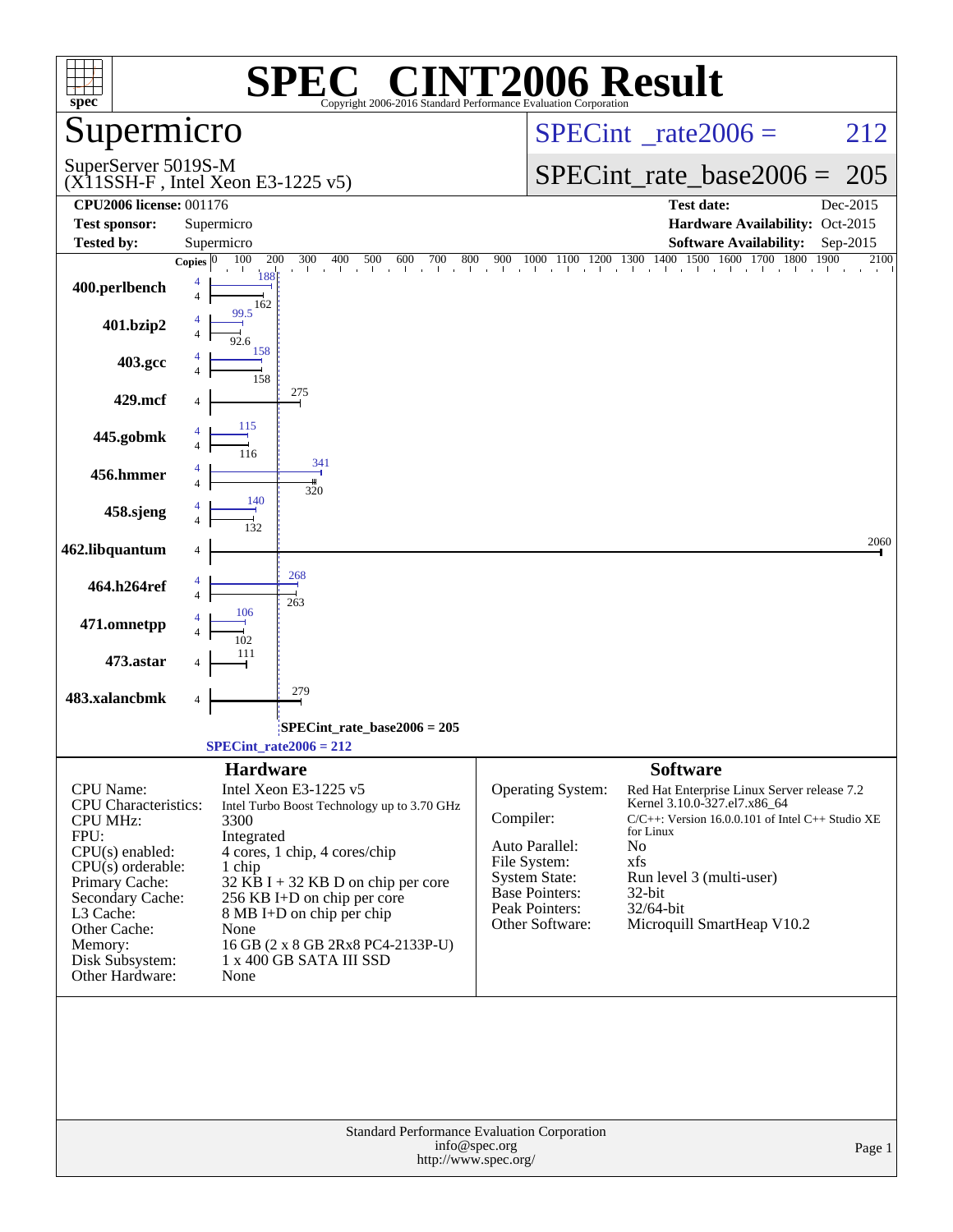# SPEC CINT2006 Result

Copyright 2006-2016 Standard Performance Evaluation Corporation

## Supermicro

SuperServer 5019S-M
(X11SSH-F , Intel Xeon E3-1225 v5)

SPECint_rate2006 = 212

SPECint_rate_base2006 = 205

| | | | |
|---|---|---|---|
| **CPU2006 license:** 001176 | | **Test date:** | Dec-2015 |
| **Test sponsor:** | Supermicro | **Hardware Availability:** | Oct-2015 |
| **Tested by:** | Supermicro | **Software Availability:** | Sep-2015 |

| Benchmark | Copies | Peak | Base |
|---|---|---|---|
| 400.perlbench | 4 | 188 | 162 |
| 401.bzip2 | 4 | 99.5 | 92.6 |
| 403.gcc | 4 | 158 | 158 |
| 429.mcf | 4 | | 275 |
| 445.gobmk | 4 | 115 | 116 |
| 456.hmmer | 4 | 341 | 320 |
| 458.sjeng | 4 | 140 | 132 |
| 462.libquantum | 4 | | 2060 |
| 464.h264ref | 4 | 268 | 263 |
| 471.omnetpp | 4 | 106 | 102 |
| 473.astar | 4 | | 111 |
| 483.xalancbmk | 4 | | 279 |

SPECint_rate_base2006 = 205

SPECint_rate2006 = 212

### Hardware

| | |
|---|---|
| CPU Name: | Intel Xeon E3-1225 v5 |
| CPU Characteristics: | Intel Turbo Boost Technology up to 3.70 GHz |
| CPU MHz: | 3300 |
| FPU: | Integrated |
| CPU(s) enabled: | 4 cores, 1 chip, 4 cores/chip |
| CPU(s) orderable: | 1 chip |
| Primary Cache: | 32 KB I + 32 KB D on chip per core |
| Secondary Cache: | 256 KB I+D on chip per core |
| L3 Cache: | 8 MB I+D on chip per chip |
| Other Cache: | None |
| Memory: | 16 GB (2 x 8 GB 2Rx8 PC4-2133P-U) |
| Disk Subsystem: | 1 x 400 GB SATA III SSD |
| Other Hardware: | None |

### Software

| | |
|---|---|
| Operating System: | Red Hat Enterprise Linux Server release 7.2 Kernel 3.10.0-327.el7.x86_64 |
| Compiler: | C/C++: Version 16.0.0.101 of Intel C++ Studio XE for Linux |
| Auto Parallel: | No |
| File System: | xfs |
| System State: | Run level 3 (multi-user) |
| Base Pointers: | 32-bit |
| Peak Pointers: | 32/64-bit |
| Other Software: | Microquill SmartHeap V10.2 |

Standard Performance Evaluation Corporation
info@spec.org
http://www.spec.org/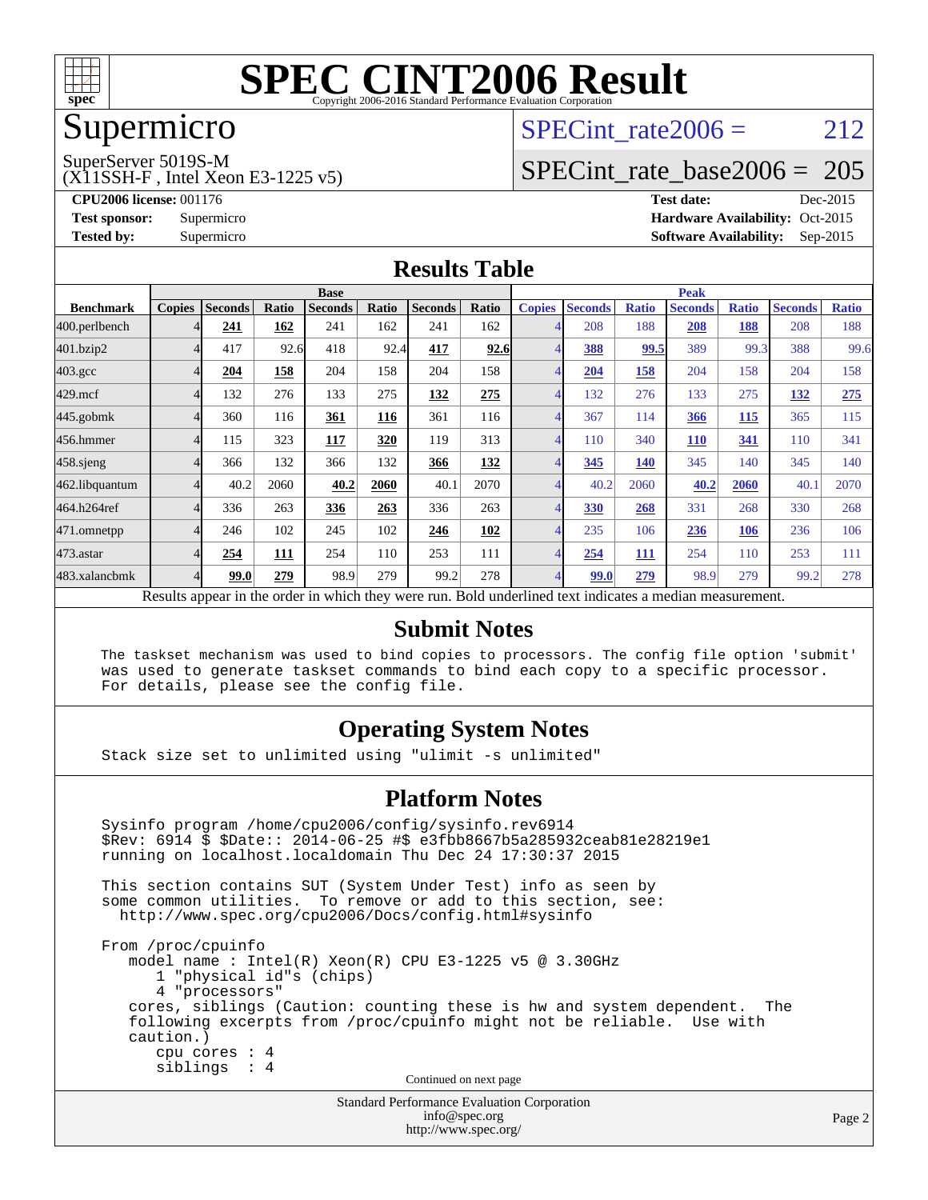# SPEC CINT2006 Result

Copyright 2006-2016 Standard Performance Evaluation Corporation

## Supermicro

SuperServer 5019S-M
(X11SSH-F , Intel Xeon E3-1225 v5)

SPECint_rate2006 = 212

SPECint_rate_base2006 = 205

**CPU2006 license:** 001176
**Test sponsor:** Supermicro
**Tested by:** Supermicro

**Test date:** Dec-2015
**Hardware Availability:** Oct-2015
**Software Availability:** Sep-2015

## Results Table

| | Base | | | | | | | Peak | | | | | | |
|---|---|---|---|---|---|---|---|---|---|---|---|---|---|---|
| **Benchmark** | **Copies** | **Seconds** | **Ratio** | **Seconds** | **Ratio** | **Seconds** | **Ratio** | **Copies** | **Seconds** | **Ratio** | **Seconds** | **Ratio** | **Seconds** | **Ratio** |
| 400.perlbench | 4 | **241** | **162** | 241 | 162 | 241 | 162 | 4 | 208 | 188 | **208** | **188** | 208 | 188 |
| 401.bzip2 | 4 | 417 | 92.6 | 418 | 92.4 | **417** | **92.6** | 4 | **388** | **99.5** | 389 | 99.3 | 388 | 99.6 |
| 403.gcc | 4 | **204** | **158** | 204 | 158 | 204 | 158 | 4 | **204** | **158** | 204 | 158 | 204 | 158 |
| 429.mcf | 4 | 132 | 276 | 133 | 275 | **132** | **275** | 4 | 132 | 276 | 133 | 275 | **132** | **275** |
| 445.gobmk | 4 | 360 | 116 | **361** | **116** | 361 | 116 | 4 | 367 | 114 | **366** | **115** | 365 | 115 |
| 456.hmmer | 4 | 115 | 323 | **117** | **320** | 119 | 313 | 4 | 110 | 340 | **110** | **341** | 110 | 341 |
| 458.sjeng | 4 | 366 | 132 | 366 | 132 | **366** | **132** | 4 | **345** | **140** | 345 | 140 | 345 | 140 |
| 462.libquantum | 4 | 40.2 | 2060 | **40.2** | **2060** | 40.1 | 2070 | 4 | 40.2 | 2060 | **40.2** | **2060** | 40.1 | 2070 |
| 464.h264ref | 4 | 336 | 263 | **336** | **263** | 336 | 263 | 4 | **330** | **268** | 331 | 268 | 330 | 268 |
| 471.omnetpp | 4 | 246 | 102 | 245 | 102 | **246** | **102** | 4 | 235 | 106 | **236** | **106** | 236 | 106 |
| 473.astar | 4 | **254** | **111** | 254 | 110 | 253 | 111 | 4 | **254** | **111** | 254 | 110 | 253 | 111 |
| 483.xalancbmk | 4 | **99.0** | **279** | 98.9 | 279 | 99.2 | 278 | 4 | **99.0** | **279** | 98.9 | 279 | 99.2 | 278 |

Results appear in the order in which they were run. Bold underlined text indicates a median measurement.

## Submit Notes

```
The taskset mechanism was used to bind copies to processors. The config file option 'submit'
was used to generate taskset commands to bind each copy to a specific processor.
For details, please see the config file.
```

## Operating System Notes

```
Stack size set to unlimited using "ulimit -s unlimited"
```

## Platform Notes

```
Sysinfo program /home/cpu2006/config/sysinfo.rev6914
$Rev: 6914 $ $Date:: 2014-06-25 #$ e3fbb8667b5a285932ceab81e28219e1
running on localhost.localdomain Thu Dec 24 17:30:37 2015

This section contains SUT (System Under Test) info as seen by
some common utilities.  To remove or add to this section, see:
  http://www.spec.org/cpu2006/Docs/config.html#sysinfo

From /proc/cpuinfo
   model name : Intel(R) Xeon(R) CPU E3-1225 v5 @ 3.30GHz
      1 "physical id"s (chips)
      4 "processors"
   cores, siblings (Caution: counting these is hw and system dependent.  The
   following excerpts from /proc/cpuinfo might not be reliable.  Use with
   caution.)
      cpu cores : 4
      siblings  : 4
```

Continued on next page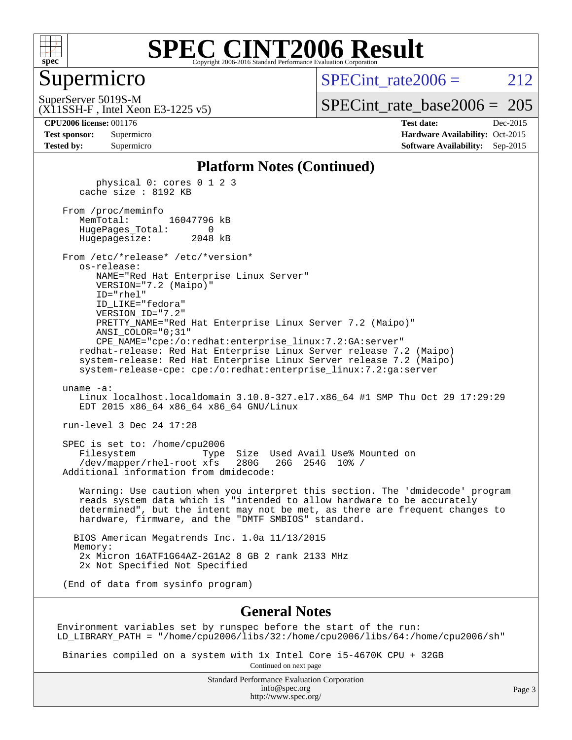# SPEC CINT2006 Result

## Supermicro

SuperServer 5019S-M
(X11SSH-F , Intel Xeon E3-1225 v5)

SPECint_rate2006 = 212

SPECint_rate_base2006 = 205

**CPU2006 license:** 001176
**Test sponsor:** Supermicro
**Tested by:** Supermicro

**Test date:** Dec-2015
**Hardware Availability:** Oct-2015
**Software Availability:** Sep-2015

## Platform Notes (Continued)

```
        physical 0: cores 0 1 2 3
     cache size : 8192 KB

  From /proc/meminfo
     MemTotal:       16047796 kB
     HugePages_Total:       0
     Hugepagesize:       2048 kB

  From /etc/*release* /etc/*version*
     os-release:
        NAME="Red Hat Enterprise Linux Server"
        VERSION="7.2 (Maipo)"
        ID="rhel"
        ID_LIKE="fedora"
        VERSION_ID="7.2"
        PRETTY_NAME="Red Hat Enterprise Linux Server 7.2 (Maipo)"
        ANSI_COLOR="0;31"
        CPE_NAME="cpe:/o:redhat:enterprise_linux:7.2:GA:server"
     redhat-release: Red Hat Enterprise Linux Server release 7.2 (Maipo)
     system-release: Red Hat Enterprise Linux Server release 7.2 (Maipo)
     system-release-cpe: cpe:/o:redhat:enterprise_linux:7.2:ga:server

  uname -a:
     Linux localhost.localdomain 3.10.0-327.el7.x86_64 #1 SMP Thu Oct 29 17:29:29
     EDT 2015 x86_64 x86_64 x86_64 GNU/Linux

  run-level 3 Dec 24 17:28

  SPEC is set to: /home/cpu2006
     Filesystem            Type  Size  Used Avail Use% Mounted on
     /dev/mapper/rhel-root xfs   280G   26G  254G  10% /
  Additional information from dmidecode:

     Warning: Use caution when you interpret this section. The 'dmidecode' program
     reads system data which is "intended to allow hardware to be accurately
     determined", but the intent may not be met, as there are frequent changes to
     hardware, firmware, and the "DMTF SMBIOS" standard.

    BIOS American Megatrends Inc. 1.0a 11/13/2015
    Memory:
     2x Micron 16ATF1G64AZ-2G1A2 8 GB 2 rank 2133 MHz
     2x Not Specified Not Specified

  (End of data from sysinfo program)
```

## General Notes

```
 Environment variables set by runspec before the start of the run:
 LD_LIBRARY_PATH = "/home/cpu2006/libs/32:/home/cpu2006/libs/64:/home/cpu2006/sh"

  Binaries compiled on a system with 1x Intel Core i5-4670K CPU + 32GB
```

Continued on next page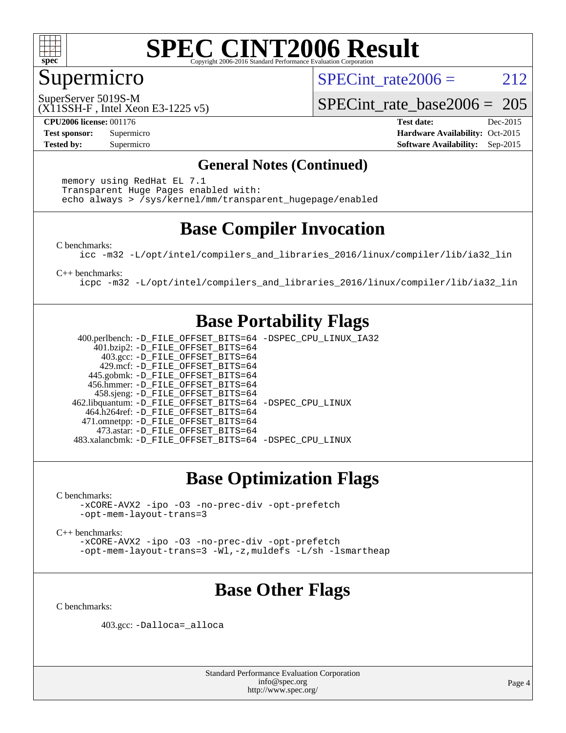# SPEC CINT2006 Result

Copyright 2006-2016 Standard Performance Evaluation Corporation

## Supermicro

SuperServer 5019S-M
(X11SSH-F , Intel Xeon E3-1225 v5)

SPECint_rate2006 = 212

SPECint_rate_base2006 = 205

**CPU2006 license:** 001176
**Test sponsor:** Supermicro
**Tested by:** Supermicro

**Test date:** Dec-2015
**Hardware Availability:** Oct-2015
**Software Availability:** Sep-2015

## General Notes (Continued)

```
memory using RedHat EL 7.1
Transparent Huge Pages enabled with:
echo always > /sys/kernel/mm/transparent_hugepage/enabled
```

## Base Compiler Invocation

C benchmarks:

```
icc -m32 -L/opt/intel/compilers_and_libraries_2016/linux/compiler/lib/ia32_lin
```

C++ benchmarks:

```
icpc -m32 -L/opt/intel/compilers_and_libraries_2016/linux/compiler/lib/ia32_lin
```

## Base Portability Flags

| Benchmark | Flags |
|---|---|
| 400.perlbench: | -D_FILE_OFFSET_BITS=64 -DSPEC_CPU_LINUX_IA32 |
| 401.bzip2: | -D_FILE_OFFSET_BITS=64 |
| 403.gcc: | -D_FILE_OFFSET_BITS=64 |
| 429.mcf: | -D_FILE_OFFSET_BITS=64 |
| 445.gobmk: | -D_FILE_OFFSET_BITS=64 |
| 456.hmmer: | -D_FILE_OFFSET_BITS=64 |
| 458.sjeng: | -D_FILE_OFFSET_BITS=64 |
| 462.libquantum: | -D_FILE_OFFSET_BITS=64 -DSPEC_CPU_LINUX |
| 464.h264ref: | -D_FILE_OFFSET_BITS=64 |
| 471.omnetpp: | -D_FILE_OFFSET_BITS=64 |
| 473.astar: | -D_FILE_OFFSET_BITS=64 |
| 483.xalancbmk: | -D_FILE_OFFSET_BITS=64 -DSPEC_CPU_LINUX |

## Base Optimization Flags

C benchmarks:

```
-xCORE-AVX2 -ipo -O3 -no-prec-div -opt-prefetch
-opt-mem-layout-trans=3
```

C++ benchmarks:

```
-xCORE-AVX2 -ipo -O3 -no-prec-div -opt-prefetch
-opt-mem-layout-trans=3 -Wl,-z,muldefs -L/sh -lsmartheap
```

## Base Other Flags

C benchmarks:

403.gcc: `-Dalloca=_alloca`

Standard Performance Evaluation Corporation
info@spec.org
http://www.spec.org/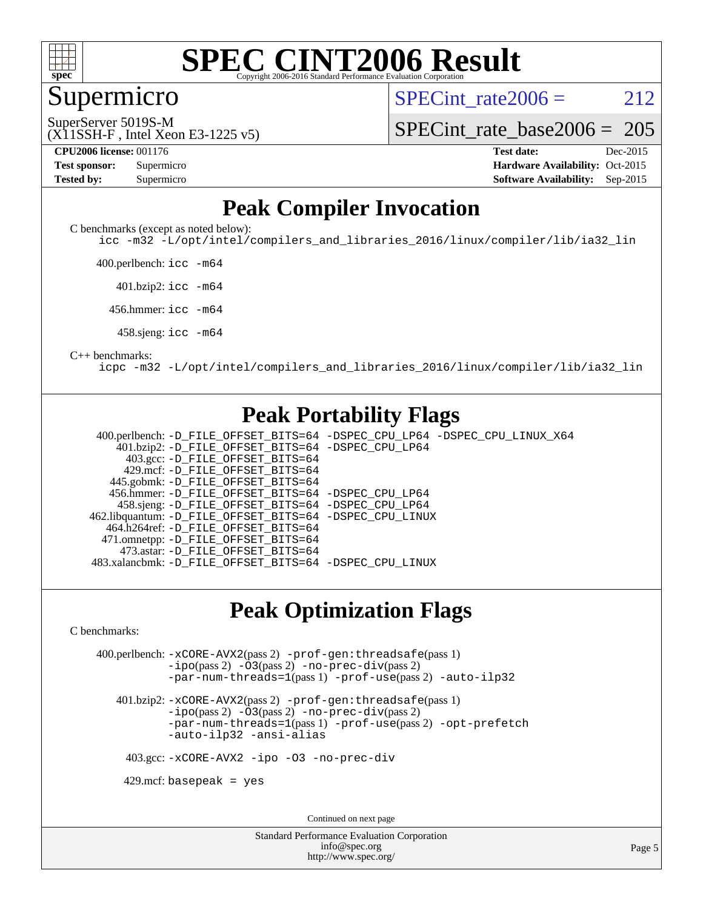# SPEC CINT2006 Result

Copyright 2006-2016 Standard Performance Evaluation Corporation

## Supermicro

SuperServer 5019S-M
(X11SSH-F , Intel Xeon E3-1225 v5)

SPECint_rate2006 = 212

SPECint_rate_base2006 = 205

| | | | |
|---|---|---|---|
| **CPU2006 license:** | 001176 | **Test date:** | Dec-2015 |
| **Test sponsor:** | Supermicro | **Hardware Availability:** | Oct-2015 |
| **Tested by:** | Supermicro | **Software Availability:** | Sep-2015 |

## Peak Compiler Invocation

C benchmarks (except as noted below):

```
icc -m32 -L/opt/intel/compilers_and_libraries_2016/linux/compiler/lib/ia32_lin
```

400.perlbench: `icc -m64`

401.bzip2: `icc -m64`

456.hmmer: `icc -m64`

458.sjeng: `icc -m64`

C++ benchmarks:

```
icpc -m32 -L/opt/intel/compilers_and_libraries_2016/linux/compiler/lib/ia32_lin
```

## Peak Portability Flags

400.perlbench: -D_FILE_OFFSET_BITS=64 -DSPEC_CPU_LP64 -DSPEC_CPU_LINUX_X64
401.bzip2: -D_FILE_OFFSET_BITS=64 -DSPEC_CPU_LP64
403.gcc: -D_FILE_OFFSET_BITS=64
429.mcf: -D_FILE_OFFSET_BITS=64
445.gobmk: -D_FILE_OFFSET_BITS=64
456.hmmer: -D_FILE_OFFSET_BITS=64 -DSPEC_CPU_LP64
458.sjeng: -D_FILE_OFFSET_BITS=64 -DSPEC_CPU_LP64
462.libquantum: -D_FILE_OFFSET_BITS=64 -DSPEC_CPU_LINUX
464.h264ref: -D_FILE_OFFSET_BITS=64
471.omnetpp: -D_FILE_OFFSET_BITS=64
473.astar: -D_FILE_OFFSET_BITS=64
483.xalancbmk: -D_FILE_OFFSET_BITS=64 -DSPEC_CPU_LINUX

## Peak Optimization Flags

C benchmarks:

400.perlbench: -xCORE-AVX2(pass 2) -prof-gen:threadsafe(pass 1) -ipo(pass 2) -O3(pass 2) -no-prec-div(pass 2) -par-num-threads=1(pass 1) -prof-use(pass 2) -auto-ilp32

401.bzip2: -xCORE-AVX2(pass 2) -prof-gen:threadsafe(pass 1) -ipo(pass 2) -O3(pass 2) -no-prec-div(pass 2) -par-num-threads=1(pass 1) -prof-use(pass 2) -opt-prefetch -auto-ilp32 -ansi-alias

403.gcc: -xCORE-AVX2 -ipo -O3 -no-prec-div

429.mcf: basepeak = yes

Continued on next page

Standard Performance Evaluation Corporation
info@spec.org
http://www.spec.org/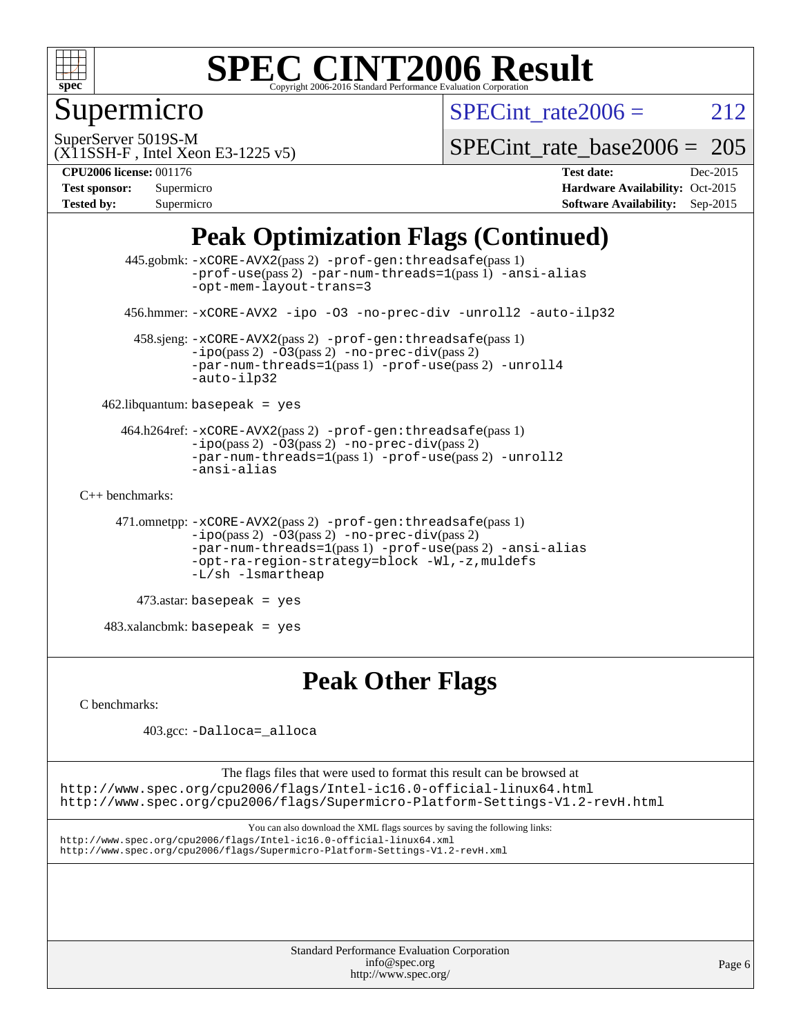## Peak Optimization Flags (Continued)

445.gobmk: -xCORE-AVX2(pass 2) -prof-gen:threadsafe(pass 1) -prof-use(pass 2) -par-num-threads=1(pass 1) -ansi-alias -opt-mem-layout-trans=3

456.hmmer: -xCORE-AVX2 -ipo -O3 -no-prec-div -unroll2 -auto-ilp32

458.sjeng: -xCORE-AVX2(pass 2) -prof-gen:threadsafe(pass 1) -ipo(pass 2) -O3(pass 2) -no-prec-div(pass 2) -par-num-threads=1(pass 1) -prof-use(pass 2) -unroll4 -auto-ilp32

462.libquantum: basepeak = yes

464.h264ref: -xCORE-AVX2(pass 2) -prof-gen:threadsafe(pass 1) -ipo(pass 2) -O3(pass 2) -no-prec-div(pass 2) -par-num-threads=1(pass 1) -prof-use(pass 2) -unroll2 -ansi-alias

C++ benchmarks:

471.omnetpp: -xCORE-AVX2(pass 2) -prof-gen:threadsafe(pass 1) -ipo(pass 2) -O3(pass 2) -no-prec-div(pass 2) -par-num-threads=1(pass 1) -prof-use(pass 2) -ansi-alias -opt-ra-region-strategy=block -Wl,-z,muldefs -L/sh -lsmartheap

473.astar: basepeak = yes

483.xalancbmk: basepeak = yes

## Peak Other Flags

C benchmarks:

403.gcc: -Dalloca=_alloca

The flags files that were used to format this result can be browsed at
http://www.spec.org/cpu2006/flags/Intel-ic16.0-official-linux64.html
http://www.spec.org/cpu2006/flags/Supermicro-Platform-Settings-V1.2-revH.html

You can also download the XML flags sources by saving the following links:
http://www.spec.org/cpu2006/flags/Intel-ic16.0-official-linux64.xml
http://www.spec.org/cpu2006/flags/Supermicro-Platform-Settings-V1.2-revH.xml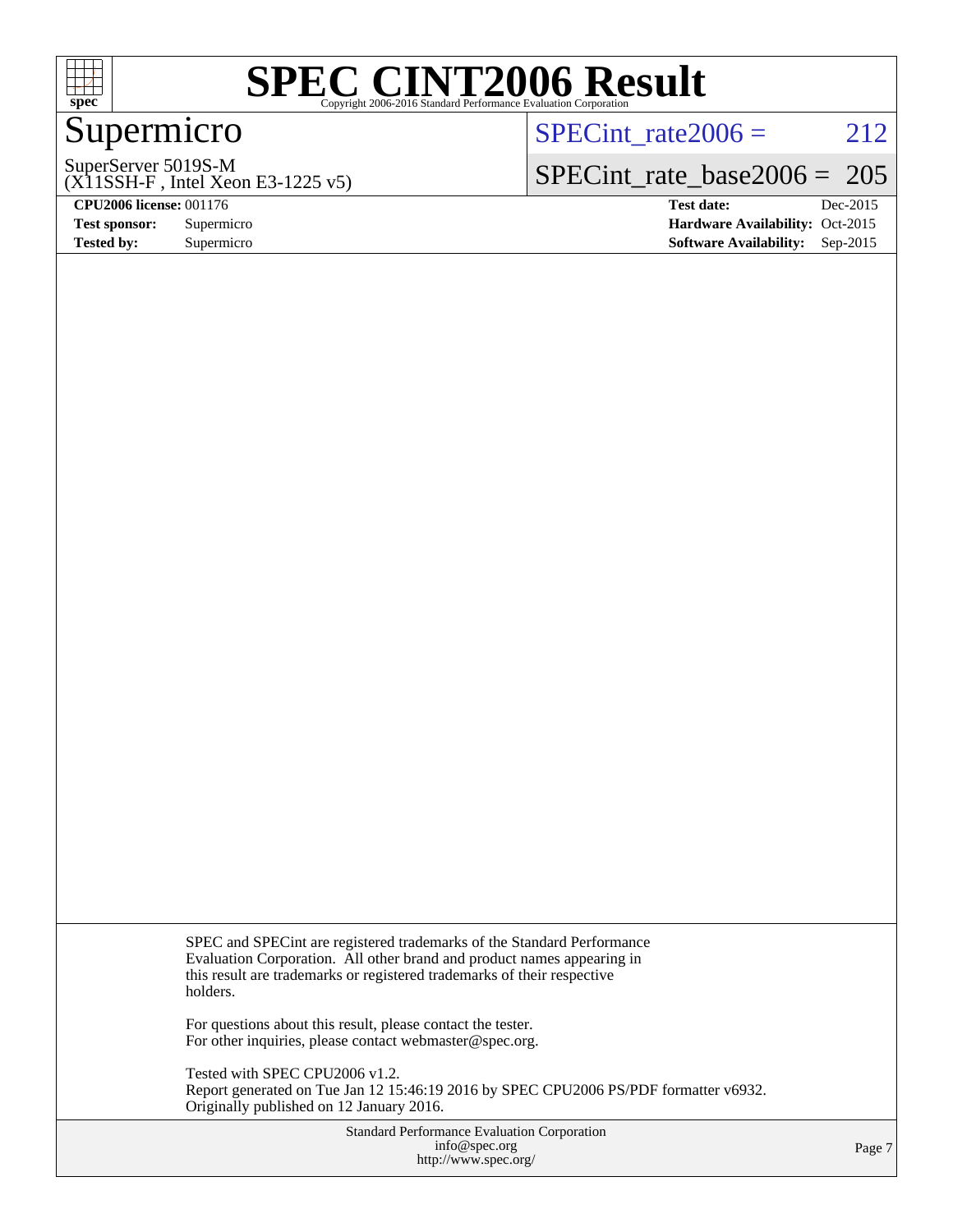# SPEC CINT2006 Result

Copyright 2006-2016 Standard Performance Evaluation Corporation

## Supermicro

SuperServer 5019S-M
(X11SSH-F , Intel Xeon E3-1225 v5)

SPECint_rate2006 = 212

SPECint_rate_base2006 = 205

**CPU2006 license:** 001176
**Test sponsor:** Supermicro
**Tested by:** Supermicro

**Test date:** Dec-2015
**Hardware Availability:** Oct-2015
**Software Availability:** Sep-2015

SPEC and SPECint are registered trademarks of the Standard Performance Evaluation Corporation. All other brand and product names appearing in this result are trademarks or registered trademarks of their respective holders.

For questions about this result, please contact the tester.
For other inquiries, please contact webmaster@spec.org.

Tested with SPEC CPU2006 v1.2.
Report generated on Tue Jan 12 15:46:19 2016 by SPEC CPU2006 PS/PDF formatter v6932.
Originally published on 12 January 2016.

Standard Performance Evaluation Corporation
info@spec.org
http://www.spec.org/